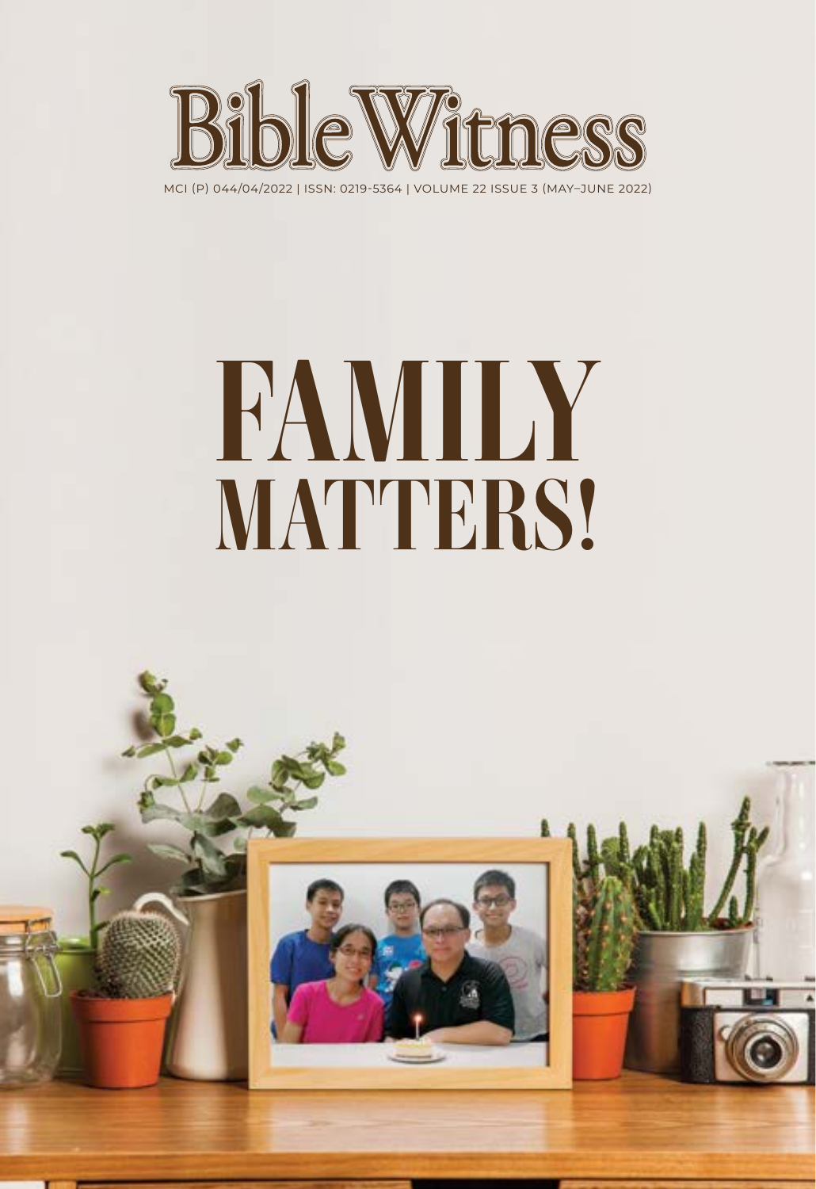# Bible Witness

MCI (P) 044/04/2022 | ISSN: 0219-5364 | VOLUME 22 ISSUE 3 (MAY–JUNE 2022)

# FAMILY MATTERS!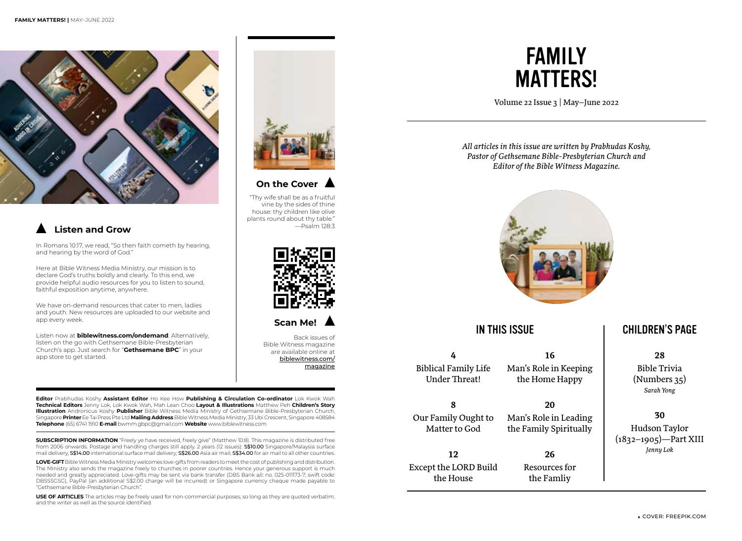## Listen and Grow

In Romans 10:17, we read, "So then faith cometh by hearing, and hearing by the word of God."

Here at Bible Witness Media Ministry, our mission is to declare God's truths boldly and clearly. To this end, we provide helpful audio resources for you to listen to sound, faithful exposition anytime, anywhere.

We have on-demand resources that cater to men, ladies and youth. New resources are uploaded to our website and app every week.

Listen now at **biblewitness.com/ondemand**. Alternatively, listen on the go with Gethsemane Bible-Presbyterian Church's app. Just search for "**Gethsemane BPC**" in your app store to get started.

## On the Cover

"Thy wife shall be as a fruitful vine by the sides of thine house: thy children like olive plants round about thy table." —Psalm 128:3

## Scan Me!

Back issues of Bible Witness magazine are available online at biblewitness.com/magazine

**Editor** Prabhudas Koshy **Assistant Editor** Ho Kee How **Publishing & Circulation Co-ordinator** Lok Kwok Wah **Technical Editors** Jenny Lok, Lok Kwok Wah, Mah Lean Choo **Layout & Illustrations** Matthew Peh **Children's Story Illustration** Andronicus Koshy **Publisher** Bible Witness Media Ministry of Gethsemane Bible-Presbyterian Church, Singapore **Printer** Ee Tai Press Pte Ltd **Mailing Address** Bible Witness Media Ministry, 33 Ubi Crescent, Singapore 408584 **Telephone** (65) 6741 1910 **E-mail** bwmm.gbpc@gmail.com **Website** www.biblewitness.com

**SUBSCRIPTION INFORMATION** "Freely ye have received, freely give" (Matthew 10:8). This magazine is distributed free from 2006 onwards. Postage and handling charges still apply. 2 years (12 issues): S$10.00 Singapore/Malaysia surface mail delivery, S$14.00 international surface mail delivery, S$26.00 Asia air mail, S$34.00 for air mail to all other countries.

**LOVE-GIFT** Bible Witness Media Ministry welcomes love-gifts from readers to meet the cost of publishing and distribution. The Ministry also sends the magazine freely to churches in poorer countries. Hence your generous support is much needed and greatly appreciated. Love-gifts may be sent via bank transfer (DBS Bank a/c no. 025-011173-7; swift code: DBSSSGSG), PayPal (an additional S$2.00 charge will be incurred) or Singapore currency cheque made payable to "Gethsemane Bible-Presbyterian Church".

**USE OF ARTICLES** The articles may be freely used for non-commercial purposes, so long as they are quoted verbatim, and the writer as well as the source identified.

# FAMILY MATTERS!

Volume 22 Issue 3 | May–June 2022

*All articles in this issue are written by Prabhudas Koshy, Pastor of Gethsemane Bible-Presbyterian Church and Editor of the Bible Witness Magazine.*

## IN THIS ISSUE

**4** Biblical Family Life Under Threat!

**8** Our Family Ought to Matter to God

**12** Except the LORD Build the House

**16** Man's Role in Keeping the Home Happy

**20** Man's Role in Leading the Family Spiritually

**26** Resources for the Famliy

## CHILDREN'S PAGE

**28** Bible Trivia (Numbers 35) *Sarah Yong*

**30** Hudson Taylor (1832–1905)—Part XIII *Jenny Lok*

COVER: FREEPIK.COM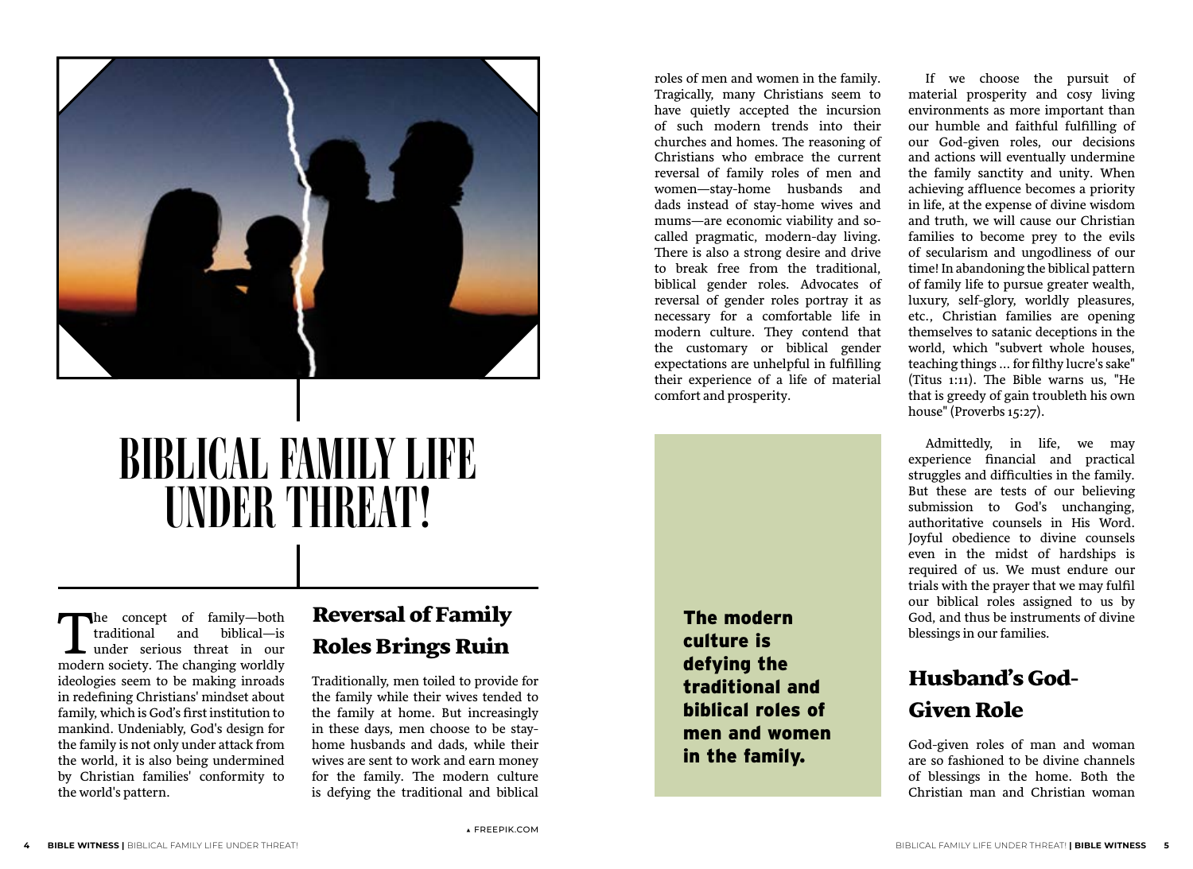# BIBLICAL FAMILY LIFE UNDER THREAT!

The concept of family—both traditional and biblical—is under serious threat in our modern society. The changing worldly ideologies seem to be making inroads in redefining Christians' mindset about family, which is God's first institution to mankind. Undeniably, God's design for the family is not only under attack from the world, it is also being undermined by Christian families' conformity to the world's pattern.

## Reversal of Family Roles Brings Ruin

Traditionally, men toiled to provide for the family while their wives tended to the family at home. But increasingly in these days, men choose to be stay-home husbands and dads, while their wives are sent to work and earn money for the family. The modern culture is defying the traditional and biblical roles of men and women in the family. Tragically, many Christians seem to have quietly accepted the incursion of such modern trends into their churches and homes. The reasoning of Christians who embrace the current reversal of family roles of men and women—stay-home husbands and dads instead of stay-home wives and mums—are economic viability and so-called pragmatic, modern-day living. There is also a strong desire and drive to break free from the traditional, biblical gender roles. Advocates of reversal of gender roles portray it as necessary for a comfortable life in modern culture. They contend that the customary or biblical gender expectations are unhelpful in fulfilling their experience of a life of material comfort and prosperity.

> **The modern culture is defying the traditional and biblical roles of men and women in the family.**

If we choose the pursuit of material prosperity and cosy living environments as more important than our humble and faithful fulfilling of our God-given roles, our decisions and actions will eventually undermine the family sanctity and unity. When achieving affluence becomes a priority in life, at the expense of divine wisdom and truth, we will cause our Christian families to become prey to the evils of secularism and ungodliness of our time! In abandoning the biblical pattern of family life to pursue greater wealth, luxury, self-glory, worldly pleasures, etc., Christian families are opening themselves to satanic deceptions in the world, which "subvert whole houses, teaching things … for filthy lucre's sake" (Titus 1:11). The Bible warns us, "He that is greedy of gain troubleth his own house" (Proverbs 15:27).

Admittedly, in life, we may experience financial and practical struggles and difficulties in the family. But these are tests of our believing submission to God's unchanging, authoritative counsels in His Word. Joyful obedience to divine counsels even in the midst of hardships is required of us. We must endure our trials with the prayer that we may fulfil our biblical roles assigned to us by God, and thus be instruments of divine blessings in our families.

## Husband's God-Given Role

God-given roles of man and woman are so fashioned to be divine channels of blessings in the home. Both the Christian man and Christian woman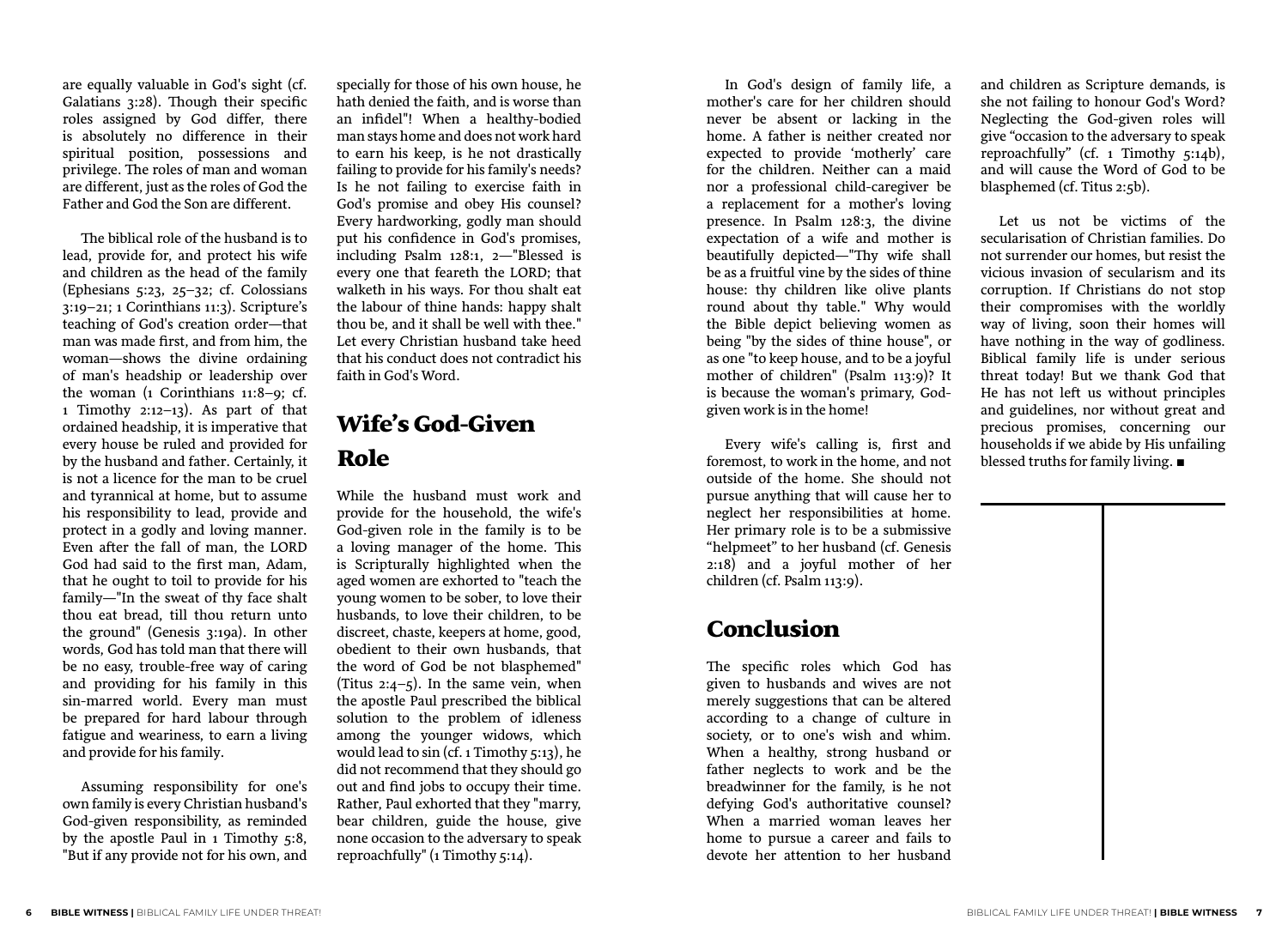are equally valuable in God's sight (cf. Galatians 3:28). Though their specific roles assigned by God differ, there is absolutely no difference in their spiritual position, possessions and privilege. The roles of man and woman are different, just as the roles of God the Father and God the Son are different.

The biblical role of the husband is to lead, provide for, and protect his wife and children as the head of the family (Ephesians 5:23, 25–32; cf. Colossians 3:19–21; 1 Corinthians 11:3). Scripture's teaching of God's creation order—that man was made first, and from him, the woman—shows the divine ordaining of man's headship or leadership over the woman (1 Corinthians 11:8–9; cf. 1 Timothy 2:12–13). As part of that ordained headship, it is imperative that every house be ruled and provided for by the husband and father. Certainly, it is not a licence for the man to be cruel and tyrannical at home, but to assume his responsibility to lead, provide and protect in a godly and loving manner. Even after the fall of man, the LORD God had said to the first man, Adam, that he ought to toil to provide for his family—"In the sweat of thy face shalt thou eat bread, till thou return unto the ground" (Genesis 3:19a). In other words, God has told man that there will be no easy, trouble-free way of caring and providing for his family in this sin-marred world. Every man must be prepared for hard labour through fatigue and weariness, to earn a living and provide for his family.

Assuming responsibility for one's own family is every Christian husband's God-given responsibility, as reminded by the apostle Paul in 1 Timothy 5:8, "But if any provide not for his own, and specially for those of his own house, he hath denied the faith, and is worse than an infidel"! When a healthy-bodied man stays home and does not work hard to earn his keep, is he not drastically failing to provide for his family's needs? Is he not failing to exercise faith in God's promise and obey His counsel? Every hardworking, godly man should put his confidence in God's promises, including Psalm 128:1, 2—"Blessed is every one that feareth the LORD; that walketh in his ways. For thou shalt eat the labour of thine hands: happy shalt thou be, and it shall be well with thee." Let every Christian husband take heed that his conduct does not contradict his faith in God's Word.

## Wife's God-Given Role

While the husband must work and provide for the household, the wife's God-given role in the family is to be a loving manager of the home. This is Scripturally highlighted when the aged women are exhorted to "teach the young women to be sober, to love their husbands, to love their children, to be discreet, chaste, keepers at home, good, obedient to their own husbands, that the word of God be not blasphemed" (Titus 2:4–5). In the same vein, when the apostle Paul prescribed the biblical solution to the problem of idleness among the younger widows, which would lead to sin (cf. 1 Timothy 5:13), he did not recommend that they should go out and find jobs to occupy their time. Rather, Paul exhorted that they "marry, bear children, guide the house, give none occasion to the adversary to speak reproachfully" (1 Timothy 5:14).

In God's design of family life, a mother's care for her children should never be absent or lacking in the home. A father is neither created nor expected to provide 'motherly' care for the children. Neither can a maid nor a professional child-caregiver be a replacement for a mother's loving presence. In Psalm 128:3, the divine expectation of a wife and mother is beautifully depicted—"Thy wife shall be as a fruitful vine by the sides of thine house: thy children like olive plants round about thy table." Why would the Bible depict believing women as being "by the sides of thine house", or as one "to keep house, and to be a joyful mother of children" (Psalm 113:9)? It is because the woman's primary, God-given work is in the home!

Every wife's calling is, first and foremost, to work in the home, and not outside of the home. She should not pursue anything that will cause her to neglect her responsibilities at home. Her primary role is to be a submissive "helpmeet" to her husband (cf. Genesis 2:18) and a joyful mother of her children (cf. Psalm 113:9).

## Conclusion

The specific roles which God has given to husbands and wives are not merely suggestions that can be altered according to a change of culture in society, or to one's wish and whim. When a healthy, strong husband or father neglects to work and be the breadwinner for the family, is he not defying God's authoritative counsel? When a married woman leaves her home to pursue a career and fails to devote her attention to her husband and children as Scripture demands, is she not failing to honour God's Word? Neglecting the God-given roles will give "occasion to the adversary to speak reproachfully" (cf. 1 Timothy 5:14b), and will cause the Word of God to be blasphemed (cf. Titus 2:5b).

Let us not be victims of the secularisation of Christian families. Do not surrender our homes, but resist the vicious invasion of secularism and its corruption. If Christians do not stop their compromises with the worldly way of living, soon their homes will have nothing in the way of godliness. Biblical family life is under serious threat today! But we thank God that He has not left us without principles and guidelines, nor without great and precious promises, concerning our households if we abide by His unfailing blessed truths for family living. ■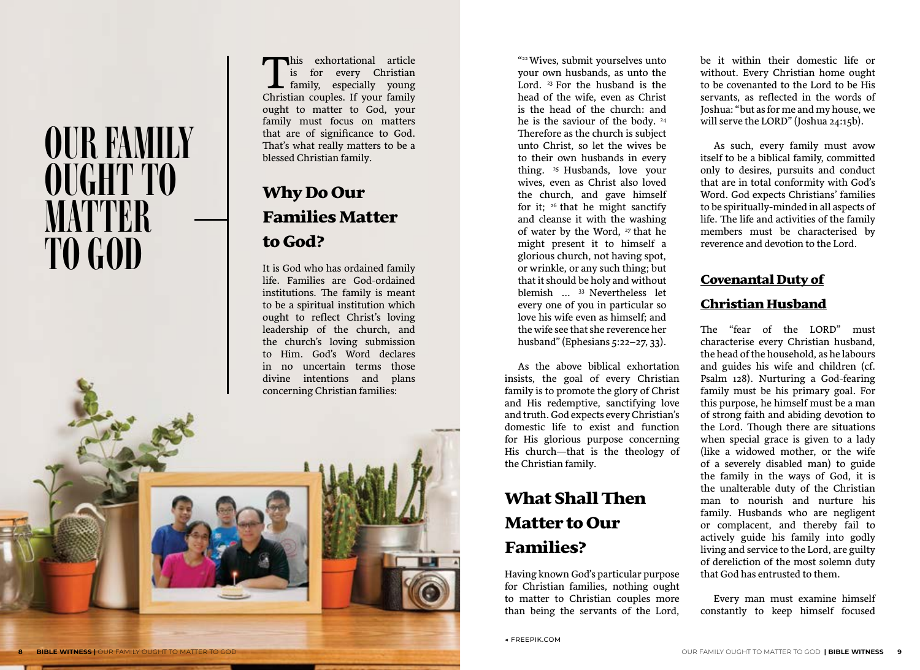# OUR FAMILY OUGHT TO MATTER TO GOD

This exhortational article is for every Christian family, especially young Christian couples. If your family ought to matter to God, your family must focus on matters that are of significance to God. That's what really matters to be a blessed Christian family.

## Why Do Our Families Matter to God?

It is God who has ordained family life. Families are God-ordained institutions. The family is meant to be a spiritual institution which ought to reflect Christ's loving leadership of the church, and the church's loving submission to Him. God's Word declares in no uncertain terms those divine intentions and plans concerning Christian families:

"[22] Wives, submit yourselves unto your own husbands, as unto the Lord. [23] For the husband is the head of the wife, even as Christ is the head of the church: and he is the saviour of the body. [24] Therefore as the church is subject unto Christ, so let the wives be to their own husbands in every thing. [25] Husbands, love your wives, even as Christ also loved the church, and gave himself for it; [26] that he might sanctify and cleanse it with the washing of water by the Word, [27] that he might present it to himself a glorious church, not having spot, or wrinkle, or any such thing; but that it should be holy and without blemish ... [33] Nevertheless let every one of you in particular so love his wife even as himself; and the wife see that she reverence her husband" (Ephesians 5:22–27, 33).

As the above biblical exhortation insists, the goal of every Christian family is to promote the glory of Christ and His redemptive, sanctifying love and truth. God expects every Christian's domestic life to exist and function for His glorious purpose concerning His church—that is the theology of the Christian family.

## What Shall Then Matter to Our Families?

Having known God's particular purpose for Christian families, nothing ought to matter to Christian couples more than being the servants of the Lord, be it within their domestic life or without. Every Christian home ought to be covenanted to the Lord to be His servants, as reflected in the words of Joshua: "but as for me and my house, we will serve the LORD" (Joshua 24:15b).

As such, every family must avow itself to be a biblical family, committed only to desires, pursuits and conduct that are in total conformity with God's Word. God expects Christians' families to be spiritually-minded in all aspects of life. The life and activities of the family members must be characterised by reverence and devotion to the Lord.

### Covenantal Duty of Christian Husband

The "fear of the LORD" must characterise every Christian husband, the head of the household, as he labours and guides his wife and children (cf. Psalm 128). Nurturing a God-fearing family must be his primary goal. For this purpose, he himself must be a man of strong faith and abiding devotion to the Lord. Though there are situations when special grace is given to a lady (like a widowed mother, or the wife of a severely disabled man) to guide the family in the ways of God, it is the unalterable duty of the Christian man to nourish and nurture his family. Husbands who are negligent or complacent, and thereby fail to actively guide his family into godly living and service to the Lord, are guilty of dereliction of the most solemn duty that God has entrusted to them.

Every man must examine himself constantly to keep himself focused

◂ FREEPIK.COM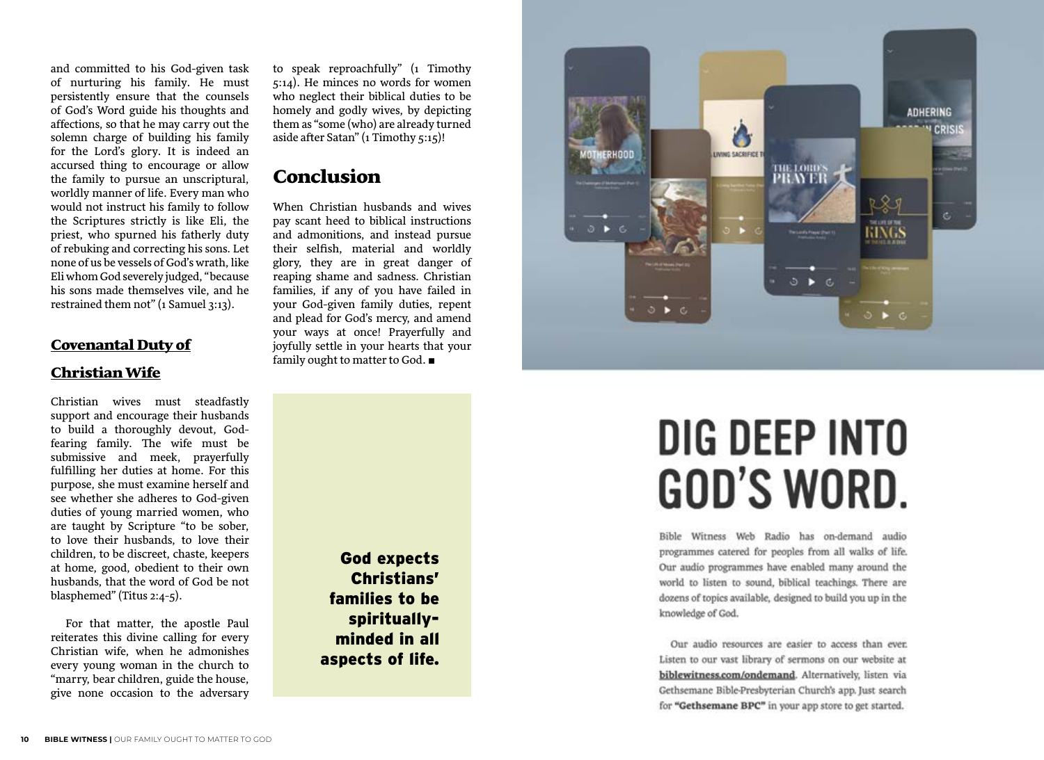and committed to his God-given task of nurturing his family. He must persistently ensure that the counsels of God's Word guide his thoughts and affections, so that he may carry out the solemn charge of building his family for the Lord's glory. It is indeed an accursed thing to encourage or allow the family to pursue an unscriptural, worldly manner of life. Every man who would not instruct his family to follow the Scriptures strictly is like Eli, the priest, who spurned his fatherly duty of rebuking and correcting his sons. Let none of us be vessels of God's wrath, like Eli whom God severely judged, "because his sons made themselves vile, and he restrained them not" (1 Samuel 3:13).

## Covenantal Duty of Christian Wife

Christian wives must steadfastly support and encourage their husbands to build a thoroughly devout, God-fearing family. The wife must be submissive and meek, prayerfully fulfilling her duties at home. For this purpose, she must examine herself and see whether she adheres to God-given duties of young married women, who are taught by Scripture "to be sober, to love their husbands, to love their children, to be discreet, chaste, keepers at home, good, obedient to their own husbands, that the word of God be not blasphemed" (Titus 2:4-5).

For that matter, the apostle Paul reiterates this divine calling for every Christian wife, when he admonishes every young woman in the church to "marry, bear children, guide the house, give none occasion to the adversary to speak reproachfully" (1 Timothy 5:14). He minces no words for women who neglect their biblical duties to be homely and godly wives, by depicting them as "some (who) are already turned aside after Satan" (1 Timothy 5:15)!

## Conclusion

When Christian husbands and wives pay scant heed to biblical instructions and admonitions, and instead pursue their selfish, material and worldly glory, they are in great danger of reaping shame and sadness. Christian families, if any of you have failed in your God-given family duties, repent and plead for God's mercy, and amend your ways at once! Prayerfully and joyfully settle in your hearts that your family ought to matter to God. ■

**God expects Christians' families to be spiritually-minded in all aspects of life.**

# DIG DEEP INTO GOD'S WORD.

Bible Witness Web Radio has on-demand audio programmes catered for peoples from all walks of life. Our audio programmes have enabled many around the world to listen to sound, biblical teachings. There are dozens of topics available, designed to build you up in the knowledge of God.

Our audio resources are easier to access than ever. Listen to our vast library of sermons on our website at **biblewitness.com/ondemand**. Alternatively, listen via Gethsemane Bible-Presbyterian Church's app. Just search for **"Gethsemane BPC"** in your app store to get started.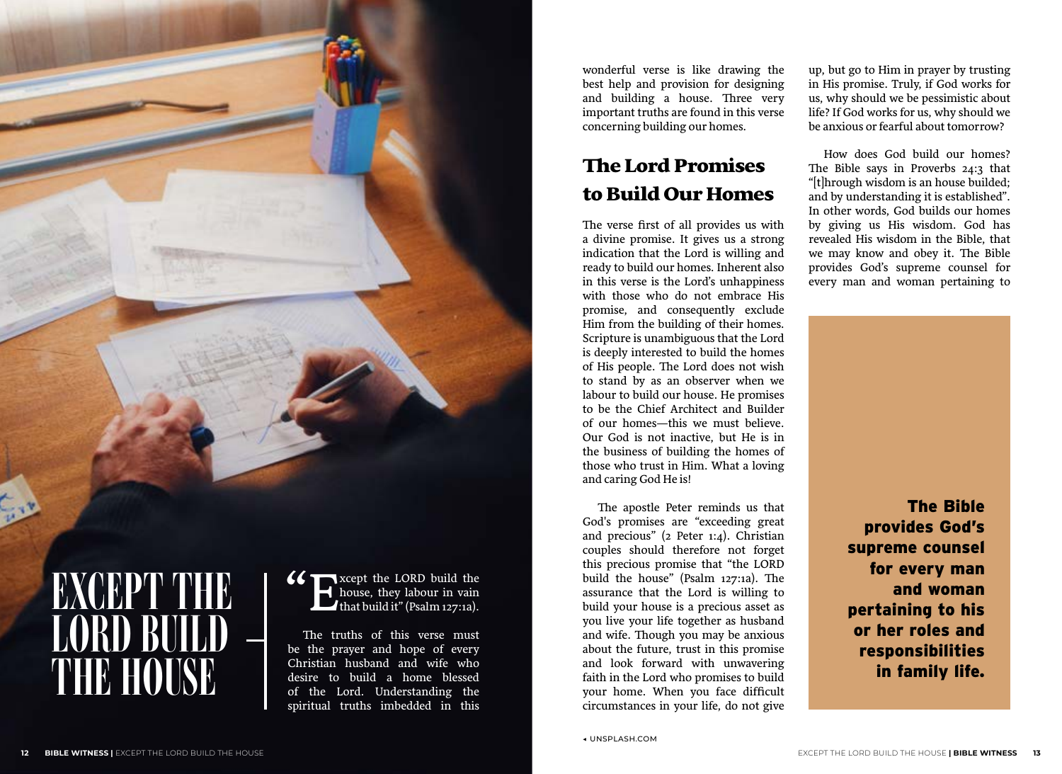# EXCEPT THE LORD BUILD THE HOUSE

"Except the LORD build the house, they labour in vain that build it" (Psalm 127:1a).

The truths of this verse must be the prayer and hope of every Christian husband and wife who desire to build a home blessed of the Lord. Understanding the spiritual truths imbedded in this wonderful verse is like drawing the best help and provision for designing and building a house. Three very important truths are found in this verse concerning building our homes.

## The Lord Promises to Build Our Homes

The verse first of all provides us with a divine promise. It gives us a strong indication that the Lord is willing and ready to build our homes. Inherent also in this verse is the Lord's unhappiness with those who do not embrace His promise, and consequently exclude Him from the building of their homes. Scripture is unambiguous that the Lord is deeply interested to build the homes of His people. The Lord does not wish to stand by as an observer when we labour to build our house. He promises to be the Chief Architect and Builder of our homes—this we must believe. Our God is not inactive, but He is in the business of building the homes of those who trust in Him. What a loving and caring God He is!

The apostle Peter reminds us that God's promises are "exceeding great and precious" (2 Peter 1:4). Christian couples should therefore not forget this precious promise that "the LORD build the house" (Psalm 127:1a). The assurance that the Lord is willing to build your house is a precious asset as you live your life together as husband and wife. Though you may be anxious about the future, trust in this promise and look forward with unwavering faith in the Lord who promises to build your home. When you face difficult circumstances in your life, do not give up, but go to Him in prayer by trusting in His promise. Truly, if God works for us, why should we be pessimistic about life? If God works for us, why should we be anxious or fearful about tomorrow?

How does God build our homes? The Bible says in Proverbs 24:3 that "[t]hrough wisdom is an house builded; and by understanding it is established". In other words, God builds our homes by giving us His wisdom. God has revealed His wisdom in the Bible, that we may know and obey it. The Bible provides God's supreme counsel for every man and woman pertaining to

**The Bible provides God's supreme counsel for every man and woman pertaining to his or her roles and responsibilities in family life.**

◂ UNSPLASH.COM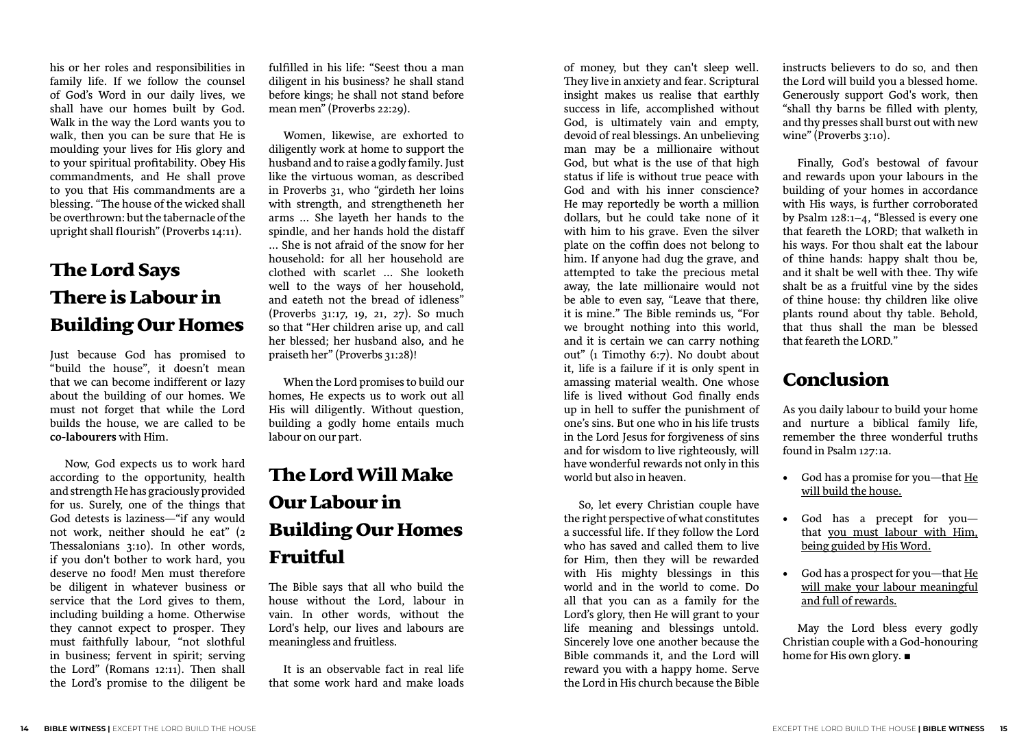his or her roles and responsibilities in family life. If we follow the counsel of God's Word in our daily lives, we shall have our homes built by God. Walk in the way the Lord wants you to walk, then you can be sure that He is moulding your lives for His glory and to your spiritual profitability. Obey His commandments, and He shall prove to you that His commandments are a blessing. "The house of the wicked shall be overthrown: but the tabernacle of the upright shall flourish" (Proverbs 14:11).

## The Lord Says There is Labour in Building Our Homes

Just because God has promised to "build the house", it doesn't mean that we can become indifferent or lazy about the building of our homes. We must not forget that while the Lord builds the house, we are called to be **co-labourers** with Him.

Now, God expects us to work hard according to the opportunity, health and strength He has graciously provided for us. Surely, one of the things that God detests is laziness—"if any would not work, neither should he eat" (2 Thessalonians 3:10). In other words, if you don't bother to work hard, you deserve no food! Men must therefore be diligent in whatever business or service that the Lord gives to them, including building a home. Otherwise they cannot expect to prosper. They must faithfully labour, "not slothful in business; fervent in spirit; serving the Lord" (Romans 12:11). Then shall the Lord's promise to the diligent be fulfilled in his life: "Seest thou a man diligent in his business? he shall stand before kings; he shall not stand before mean men" (Proverbs 22:29).

Women, likewise, are exhorted to diligently work at home to support the husband and to raise a godly family. Just like the virtuous woman, as described in Proverbs 31, who "girdeth her loins with strength, and strengtheneth her arms … She layeth her hands to the spindle, and her hands hold the distaff … She is not afraid of the snow for her household: for all her household are clothed with scarlet … She looketh well to the ways of her household, and eateth not the bread of idleness" (Proverbs 31:17, 19, 21, 27). So much so that "Her children arise up, and call her blessed; her husband also, and he praiseth her" (Proverbs 31:28)!

When the Lord promises to build our homes, He expects us to work out all His will diligently. Without question, building a godly home entails much labour on our part.

## The Lord Will Make Our Labour in Building Our Homes Fruitful

The Bible says that all who build the house without the Lord, labour in vain. In other words, without the Lord's help, our lives and labours are meaningless and fruitless.

It is an observable fact in real life that some work hard and make loads of money, but they can't sleep well. They live in anxiety and fear. Scriptural insight makes us realise that earthly success in life, accomplished without God, is ultimately vain and empty, devoid of real blessings. An unbelieving man may be a millionaire without God, but what is the use of that high status if life is without true peace with God and with his inner conscience? He may reportedly be worth a million dollars, but he could take none of it with him to his grave. Even the silver plate on the coffin does not belong to him. If anyone had dug the grave, and attempted to take the precious metal away, the late millionaire would not be able to even say, "Leave that there, it is mine." The Bible reminds us, "For we brought nothing into this world, and it is certain we can carry nothing out" (1 Timothy 6:7). No doubt about it, life is a failure if it is only spent in amassing material wealth. One whose life is lived without God finally ends up in hell to suffer the punishment of one's sins. But one who in his life trusts in the Lord Jesus for forgiveness of sins and for wisdom to live righteously, will have wonderful rewards not only in this world but also in heaven.

So, let every Christian couple have the right perspective of what constitutes a successful life. If they follow the Lord who has saved and called them to live for Him, then they will be rewarded with His mighty blessings in this world and in the world to come. Do all that you can as a family for the Lord's glory, then He will grant to your life meaning and blessings untold. Sincerely love one another because the Bible commands it, and the Lord will reward you with a happy home. Serve the Lord in His church because the Bible instructs believers to do so, and then the Lord will build you a blessed home. Generously support God's work, then "shall thy barns be filled with plenty, and thy presses shall burst out with new wine" (Proverbs 3:10).

Finally, God's bestowal of favour and rewards upon your labours in the building of your homes in accordance with His ways, is further corroborated by Psalm 128:1–4, "Blessed is every one that feareth the LORD; that walketh in his ways. For thou shalt eat the labour of thine hands: happy shalt thou be, and it shalt be well with thee. Thy wife shalt be as a fruitful vine by the sides of thine house: thy children like olive plants round about thy table. Behold, that thus shall the man be blessed that feareth the LORD."

## Conclusion

As you daily labour to build your home and nurture a biblical family life, remember the three wonderful truths found in Psalm 127:1a.

- God has a promise for you—that He will build the house.
- God has a precept for you—that you must labour with Him, being guided by His Word.
- God has a prospect for you—that He will make your labour meaningful and full of rewards.

May the Lord bless every godly Christian couple with a God-honouring home for His own glory. ■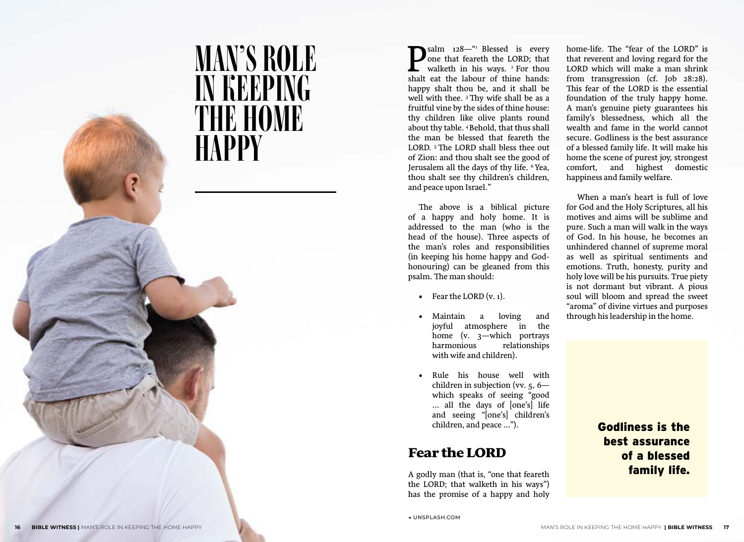# MAN'S ROLE IN KEEPING THE HOME HAPPY

Psalm 128—"[1] Blessed is every one that feareth the LORD; that walketh in his ways. [2] For thou shalt eat the labour of thine hands: happy shalt thou be, and it shall be well with thee. [3] Thy wife shall be as a fruitful vine by the sides of thine house: thy children like olive plants round about thy table. [4] Behold, that thus shall the man be blessed that feareth the LORD. [5] The LORD shall bless thee out of Zion: and thou shalt see the good of Jerusalem all the days of thy life. [6] Yea, thou shalt see thy children's children, and peace upon Israel."

The above is a biblical picture of a happy and holy home. It is addressed to the man (who is the head of the house). Three aspects of the man's roles and responsibilities (in keeping his home happy and God-honouring) can be gleaned from this psalm. The man should:

- Fear the LORD (v. 1).
- Maintain a loving and joyful atmosphere in the home (v. 3—which portrays harmonious relationships with wife and children).
- Rule his house well with children in subjection (vv. 5, 6—which speaks of seeing "good … all the days of [one's] life and seeing "[one's] children's children, and peace …").

## Fear the LORD

A godly man (that is, "one that feareth the LORD; that walketh in his ways") has the promise of a happy and holy home-life. The "fear of the LORD" is that reverent and loving regard for the LORD which will make a man shrink from transgression (cf. Job 28:28). This fear of the LORD is the essential foundation of the truly happy home. A man's genuine piety guarantees his family's blessedness, which all the wealth and fame in the world cannot secure. Godliness is the best assurance of a blessed family life. It will make his home the scene of purest joy, strongest comfort, and highest domestic happiness and family welfare.

When a man's heart is full of love for God and the Holy Scriptures, all his motives and aims will be sublime and pure. Such a man will walk in the ways of God. In his house, he becomes an unhindered channel of supreme moral as well as spiritual sentiments and emotions. Truth, honesty, purity and holy love will be his pursuits. True piety is not dormant but vibrant. A pious soul will bloom and spread the sweet "aroma" of divine virtues and purposes through his leadership in the home.

**Godliness is the best assurance of a blessed family life.**

◂ UNSPLASH.COM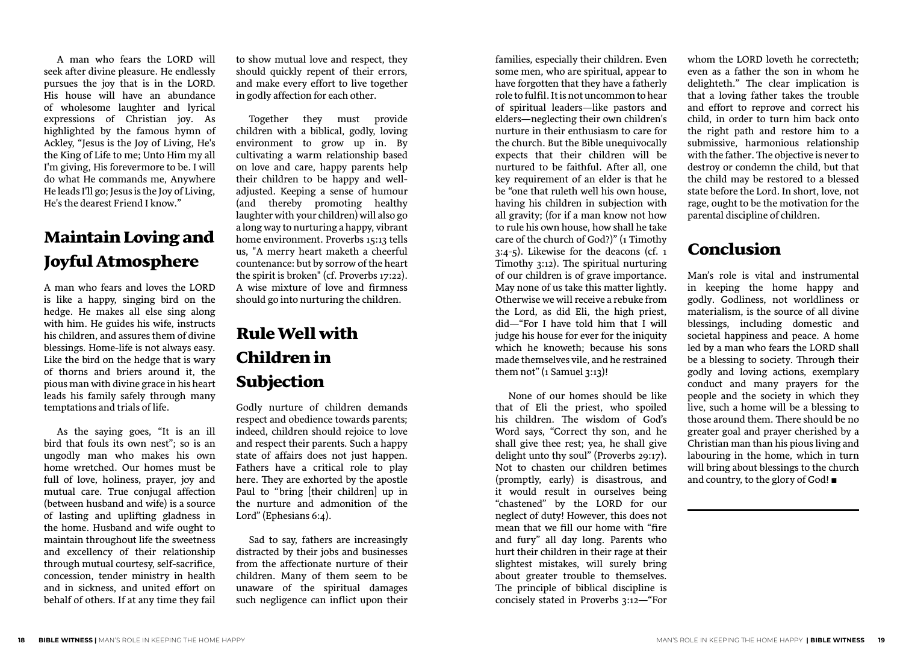A man who fears the LORD will seek after divine pleasure. He endlessly pursues the joy that is in the LORD. His house will have an abundance of wholesome laughter and lyrical expressions of Christian joy. As highlighted by the famous hymn of Ackley, "Jesus is the Joy of Living, He's the King of Life to me; Unto Him my all I'm giving, His forevermore to be. I will do what He commands me, Anywhere He leads I'll go; Jesus is the Joy of Living, He's the dearest Friend I know."

## Maintain Loving and Joyful Atmosphere

A man who fears and loves the LORD is like a happy, singing bird on the hedge. He makes all else sing along with him. He guides his wife, instructs his children, and assures them of divine blessings. Home-life is not always easy. Like the bird on the hedge that is wary of thorns and briers around it, the pious man with divine grace in his heart leads his family safely through many temptations and trials of life.

As the saying goes, "It is an ill bird that fouls its own nest"; so is an ungodly man who makes his own home wretched. Our homes must be full of love, holiness, prayer, joy and mutual care. True conjugal affection (between husband and wife) is a source of lasting and uplifting gladness in the home. Husband and wife ought to maintain throughout life the sweetness and excellency of their relationship through mutual courtesy, self-sacrifice, concession, tender ministry in health and in sickness, and united effort on behalf of others. If at any time they fail to show mutual love and respect, they should quickly repent of their errors, and make every effort to live together in godly affection for each other.

Together they must provide children with a biblical, godly, loving environment to grow up in. By cultivating a warm relationship based on love and care, happy parents help their children to be happy and well-adjusted. Keeping a sense of humour (and thereby promoting healthy laughter with your children) will also go a long way to nurturing a happy, vibrant home environment. Proverbs 15:13 tells us, "A merry heart maketh a cheerful countenance: but by sorrow of the heart the spirit is broken" (cf. Proverbs 17:22). A wise mixture of love and firmness should go into nurturing the children.

## Rule Well with Children in Subjection

Godly nurture of children demands respect and obedience towards parents; indeed, children should rejoice to love and respect their parents. Such a happy state of affairs does not just happen. Fathers have a critical role to play here. They are exhorted by the apostle Paul to "bring [their children] up in the nurture and admonition of the Lord" (Ephesians 6:4).

Sad to say, fathers are increasingly distracted by their jobs and businesses from the affectionate nurture of their children. Many of them seem to be unaware of the spiritual damages such negligence can inflict upon their families, especially their children. Even some men, who are spiritual, appear to have forgotten that they have a fatherly role to fulfil. It is not uncommon to hear of spiritual leaders—like pastors and elders—neglecting their own children's nurture in their enthusiasm to care for the church. But the Bible unequivocally expects that their children will be nurtured to be faithful. After all, one key requirement of an elder is that he be "one that ruleth well his own house, having his children in subjection with all gravity; (for if a man know not how to rule his own house, how shall he take care of the church of God?)" (1 Timothy 3:4-5). Likewise for the deacons (cf. 1 Timothy 3:12). The spiritual nurturing of our children is of grave importance. May none of us take this matter lightly. Otherwise we will receive a rebuke from the Lord, as did Eli, the high priest, did—"For I have told him that I will judge his house for ever for the iniquity which he knoweth; because his sons made themselves vile, and he restrained them not" (1 Samuel 3:13)!

None of our homes should be like that of Eli the priest, who spoiled his children. The wisdom of God's Word says, "Correct thy son, and he shall give thee rest; yea, he shall give delight unto thy soul" (Proverbs 29:17). Not to chasten our children betimes (promptly, early) is disastrous, and it would result in ourselves being "chastened" by the LORD for our neglect of duty! However, this does not mean that we fill our home with "fire and fury" all day long. Parents who hurt their children in their rage at their slightest mistakes, will surely bring about greater trouble to themselves. The principle of biblical discipline is concisely stated in Proverbs 3:12—"For whom the LORD loveth he correcteth; even as a father the son in whom he delighteth." The clear implication is that a loving father takes the trouble and effort to reprove and correct his child, in order to turn him back onto the right path and restore him to a submissive, harmonious relationship with the father. The objective is never to destroy or condemn the child, but that the child may be restored to a blessed state before the Lord. In short, love, not rage, ought to be the motivation for the parental discipline of children.

## Conclusion

Man's role is vital and instrumental in keeping the home happy and godly. Godliness, not worldliness or materialism, is the source of all divine blessings, including domestic and societal happiness and peace. A home led by a man who fears the LORD shall be a blessing to society. Through their godly and loving actions, exemplary conduct and many prayers for the people and the society in which they live, such a home will be a blessing to those around them. There should be no greater goal and prayer cherished by a Christian man than his pious living and labouring in the home, which in turn will bring about blessings to the church and country, to the glory of God! ■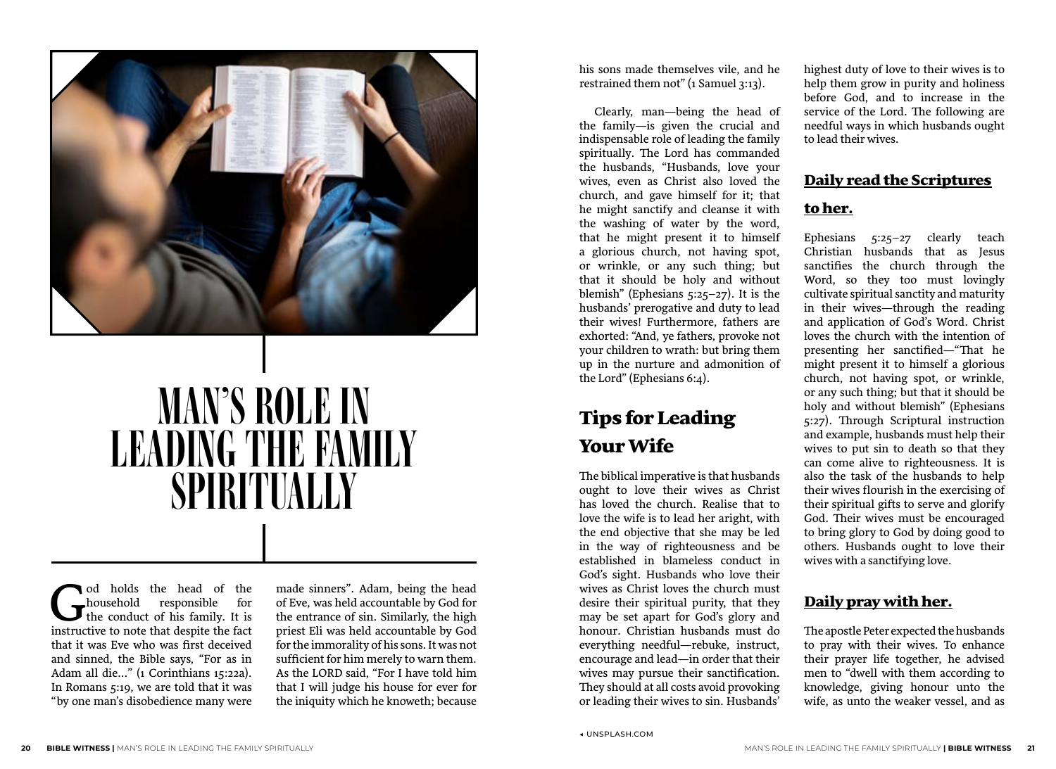# MAN'S ROLE IN LEADING THE FAMILY SPIRITUALLY

God holds the head of the household responsible for the conduct of his family. It is instructive to note that despite the fact that it was Eve who was first deceived and sinned, the Bible says, "For as in Adam all die…" (1 Corinthians 15:22a). In Romans 5:19, we are told that it was "by one man's disobedience many were made sinners". Adam, being the head of Eve, was held accountable by God for the entrance of sin. Similarly, the high priest Eli was held accountable by God for the immorality of his sons. It was not sufficient for him merely to warn them. As the LORD said, "For I have told him that I will judge his house for ever for the iniquity which he knoweth; because his sons made themselves vile, and he restrained them not" (1 Samuel 3:13).

Clearly, man—being the head of the family—is given the crucial and indispensable role of leading the family spiritually. The Lord has commanded the husbands, "Husbands, love your wives, even as Christ also loved the church, and gave himself for it; that he might sanctify and cleanse it with the washing of water by the word, that he might present it to himself a glorious church, not having spot, or wrinkle, or any such thing; but that it should be holy and without blemish" (Ephesians 5:25–27). It is the husbands' prerogative and duty to lead their wives! Furthermore, fathers are exhorted: "And, ye fathers, provoke not your children to wrath: but bring them up in the nurture and admonition of the Lord" (Ephesians 6:4).

## Tips for Leading Your Wife

The biblical imperative is that husbands ought to love their wives as Christ has loved the church. Realise that to love the wife is to lead her aright, with the end objective that she may be led in the way of righteousness and be established in blameless conduct in God's sight. Husbands who love their wives as Christ loves the church must desire their spiritual purity, that they may be set apart for God's glory and honour. Christian husbands must do everything needful—rebuke, instruct, encourage and lead—in order that their wives may pursue their sanctification. They should at all costs avoid provoking or leading their wives to sin. Husbands' highest duty of love to their wives is to help them grow in purity and holiness before God, and to increase in the service of the Lord. The following are needful ways in which husbands ought to lead their wives.

### Daily read the Scriptures to her.

Ephesians 5:25–27 clearly teach Christian husbands that as Jesus sanctifies the church through the Word, so they too must lovingly cultivate spiritual sanctity and maturity in their wives—through the reading and application of God's Word. Christ loves the church with the intention of presenting her sanctified—"That he might present it to himself a glorious church, not having spot, or wrinkle, or any such thing; but that it should be holy and without blemish" (Ephesians 5:27). Through Scriptural instruction and example, husbands must help their wives to put sin to death so that they can come alive to righteousness. It is also the task of the husbands to help their wives flourish in the exercising of their spiritual gifts to serve and glorify God. Their wives must be encouraged to bring glory to God by doing good to others. Husbands ought to love their wives with a sanctifying love.

### Daily pray with her.

The apostle Peter expected the husbands to pray with their wives. To enhance their prayer life together, he advised men to "dwell with them according to knowledge, giving honour unto the wife, as unto the weaker vessel, and as

◂ UNSPLASH.COM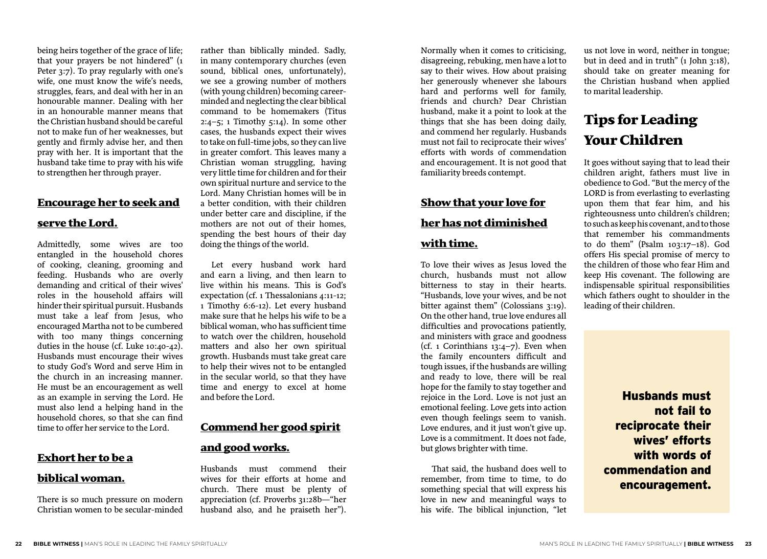being heirs together of the grace of life; that your prayers be not hindered" (1 Peter 3:7). To pray regularly with one's wife, one must know the wife's needs, struggles, fears, and deal with her in an honourable manner. Dealing with her in an honourable manner means that the Christian husband should be careful not to make fun of her weaknesses, but gently and firmly advise her, and then pray with her. It is important that the husband take time to pray with his wife to strengthen her through prayer.

### Encourage her to seek and serve the Lord.

Admittedly, some wives are too entangled in the household chores of cooking, cleaning, grooming and feeding. Husbands who are overly demanding and critical of their wives' roles in the household affairs will hinder their spiritual pursuit. Husbands must take a leaf from Jesus, who encouraged Martha not to be cumbered with too many things concerning duties in the house (cf. Luke 10:40-42). Husbands must encourage their wives to study God's Word and serve Him in the church in an increasing manner. He must be an encouragement as well as an example in serving the Lord. He must also lend a helping hand in the household chores, so that she can find time to offer her service to the Lord.

### Exhort her to be a biblical woman.

There is so much pressure on modern Christian women to be secular-minded rather than biblically minded. Sadly, in many contemporary churches (even sound, biblical ones, unfortunately), we see a growing number of mothers (with young children) becoming career-minded and neglecting the clear biblical command to be homemakers (Titus 2:4–5; 1 Timothy 5:14). In some other cases, the husbands expect their wives to take on full-time jobs, so they can live in greater comfort. This leaves many a Christian woman struggling, having very little time for children and for their own spiritual nurture and service to the Lord. Many Christian homes will be in a better condition, with their children under better care and discipline, if the mothers are not out of their homes, spending the best hours of their day doing the things of the world.

Let every husband work hard and earn a living, and then learn to live within his means. This is God's expectation (cf. 1 Thessalonians 4:11-12; 1 Timothy 6:6-12). Let every husband make sure that he helps his wife to be a biblical woman, who has sufficient time to watch over the children, household matters and also her own spiritual growth. Husbands must take great care to help their wives not to be entangled in the secular world, so that they have time and energy to excel at home and before the Lord.

### Commend her good spirit and good works.

Husbands must commend their wives for their efforts at home and church. There must be plenty of appreciation (cf. Proverbs 31:28b—"her husband also, and he praiseth her"). Normally when it comes to criticising, disagreeing, rebuking, men have a lot to say to their wives. How about praising her generously whenever she labours hard and performs well for family, friends and church? Dear Christian husband, make it a point to look at the things that she has been doing daily, and commend her regularly. Husbands must not fail to reciprocate their wives' efforts with words of commendation and encouragement. It is not good that familiarity breeds contempt.

### Show that your love for her has not diminished with time.

To love their wives as Jesus loved the church, husbands must not allow bitterness to stay in their hearts. "Husbands, love your wives, and be not bitter against them" (Colossians 3:19). On the other hand, true love endures all difficulties and provocations patiently, and ministers with grace and goodness (cf. 1 Corinthians 13:4–7). Even when the family encounters difficult and tough issues, if the husbands are willing and ready to love, there will be real hope for the family to stay together and rejoice in the Lord. Love is not just an emotional feeling. Love gets into action even though feelings seem to vanish. Love endures, and it just won't give up. Love is a commitment. It does not fade, but glows brighter with time.

That said, the husband does well to remember, from time to time, to do something special that will express his love in new and meaningful ways to his wife. The biblical injunction, "let us not love in word, neither in tongue; but in deed and in truth" (1 John 3:18), should take on greater meaning for the Christian husband when applied to marital leadership.

## Tips for Leading Your Children

It goes without saying that to lead their children aright, fathers must live in obedience to God. "But the mercy of the LORD is from everlasting to everlasting upon them that fear him, and his righteousness unto children's children; to such as keep his covenant, and to those that remember his commandments to do them" (Psalm 103:17–18). God offers His special promise of mercy to the children of those who fear Him and keep His covenant. The following are indispensable spiritual responsibilities which fathers ought to shoulder in the leading of their children.

> **Husbands must not fail to reciprocate their wives' efforts with words of commendation and encouragement.**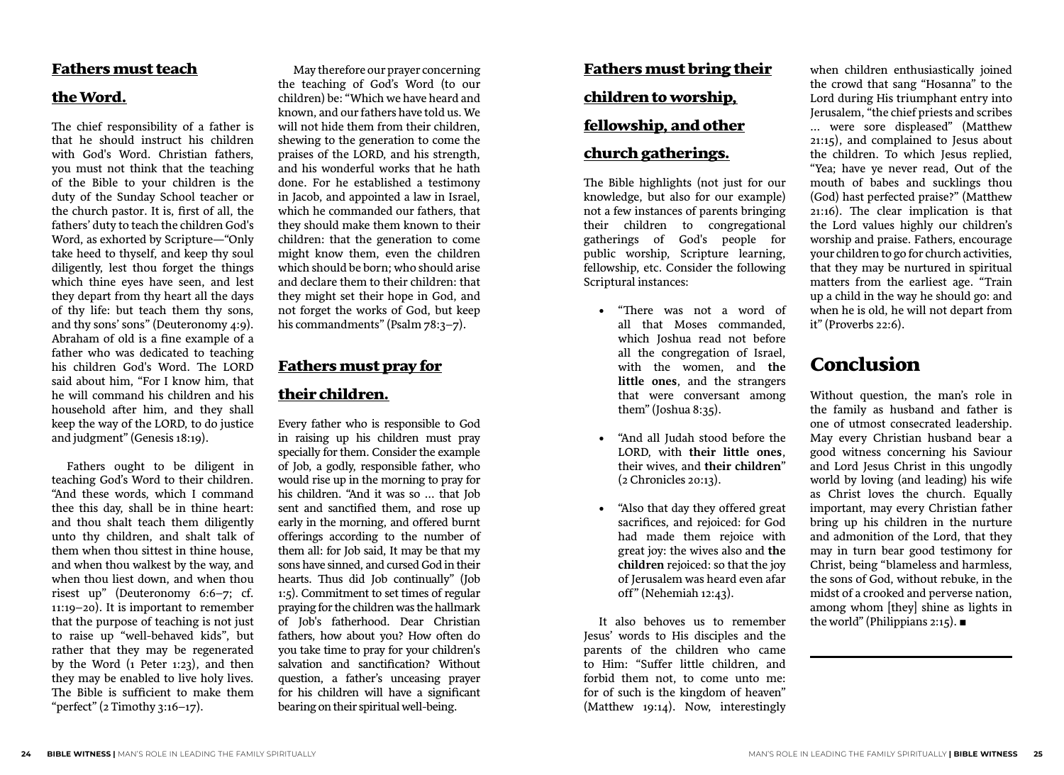## Fathers must teach the Word.

The chief responsibility of a father is that he should instruct his children with God's Word. Christian fathers, you must not think that the teaching of the Bible to your children is the duty of the Sunday School teacher or the church pastor. It is, first of all, the fathers' duty to teach the children God's Word, as exhorted by Scripture—"Only take heed to thyself, and keep thy soul diligently, lest thou forget the things which thine eyes have seen, and lest they depart from thy heart all the days of thy life: but teach them thy sons, and thy sons' sons" (Deuteronomy 4:9). Abraham of old is a fine example of a father who was dedicated to teaching his children God's Word. The LORD said about him, "For I know him, that he will command his children and his household after him, and they shall keep the way of the LORD, to do justice and judgment" (Genesis 18:19).

Fathers ought to be diligent in teaching God's Word to their children. "And these words, which I command thee this day, shall be in thine heart: and thou shalt teach them diligently unto thy children, and shalt talk of them when thou sittest in thine house, and when thou walkest by the way, and when thou liest down, and when thou risest up" (Deuteronomy 6:6–7; cf. 11:19–20). It is important to remember that the purpose of teaching is not just to raise up "well-behaved kids", but rather that they may be regenerated by the Word (1 Peter 1:23), and then they may be enabled to live holy lives. The Bible is sufficient to make them "perfect" (2 Timothy 3:16–17).

May therefore our prayer concerning the teaching of God's Word (to our children) be: "Which we have heard and known, and our fathers have told us. We will not hide them from their children, shewing to the generation to come the praises of the LORD, and his strength, and his wonderful works that he hath done. For he established a testimony in Jacob, and appointed a law in Israel, which he commanded our fathers, that they should make them known to their children: that the generation to come might know them, even the children which should be born; who should arise and declare them to their children: that they might set their hope in God, and not forget the works of God, but keep his commandments" (Psalm 78:3–7).

## Fathers must pray for their children.

Every father who is responsible to God in raising up his children must pray specially for them. Consider the example of Job, a godly, responsible father, who would rise up in the morning to pray for his children. "And it was so … that Job sent and sanctified them, and rose up early in the morning, and offered burnt offerings according to the number of them all: for Job said, It may be that my sons have sinned, and cursed God in their hearts. Thus did Job continually" (Job 1:5). Commitment to set times of regular praying for the children was the hallmark of Job's fatherhood. Dear Christian fathers, how about you? How often do you take time to pray for your children's salvation and sanctification? Without question, a father's unceasing prayer for his children will have a significant bearing on their spiritual well-being.

## Fathers must bring their children to worship, fellowship, and other church gatherings.

The Bible highlights (not just for our knowledge, but also for our example) not a few instances of parents bringing their children to congregational gatherings of God's people for public worship, Scripture learning, fellowship, etc. Consider the following Scriptural instances:

- "There was not a word of all that Moses commanded, which Joshua read not before all the congregation of Israel, with the women, and **the little ones**, and the strangers that were conversant among them" (Joshua 8:35).
- "And all Judah stood before the LORD, with **their little ones**, their wives, and **their children**" (2 Chronicles 20:13).
- "Also that day they offered great sacrifices, and rejoiced: for God had made them rejoice with great joy: the wives also and **the children** rejoiced: so that the joy of Jerusalem was heard even afar off" (Nehemiah 12:43).

It also behoves us to remember Jesus' words to His disciples and the parents of the children who came to Him: "Suffer little children, and forbid them not, to come unto me: for of such is the kingdom of heaven" (Matthew 19:14). Now, interestingly when children enthusiastically joined the crowd that sang "Hosanna" to the Lord during His triumphant entry into Jerusalem, "the chief priests and scribes … were sore displeased" (Matthew 21:15), and complained to Jesus about the children. To which Jesus replied, "Yea; have ye never read, Out of the mouth of babes and sucklings thou (God) hast perfected praise?" (Matthew 21:16). The clear implication is that the Lord values highly our children's worship and praise. Fathers, encourage your children to go for church activities, that they may be nurtured in spiritual matters from the earliest age. "Train up a child in the way he should go: and when he is old, he will not depart from it" (Proverbs 22:6).

# Conclusion

Without question, the man's role in the family as husband and father is one of utmost consecrated leadership. May every Christian husband bear a good witness concerning his Saviour and Lord Jesus Christ in this ungodly world by loving (and leading) his wife as Christ loves the church. Equally important, may every Christian father bring up his children in the nurture and admonition of the Lord, that they may in turn bear good testimony for Christ, being "blameless and harmless, the sons of God, without rebuke, in the midst of a crooked and perverse nation, among whom [they] shine as lights in the world" (Philippians 2:15). ■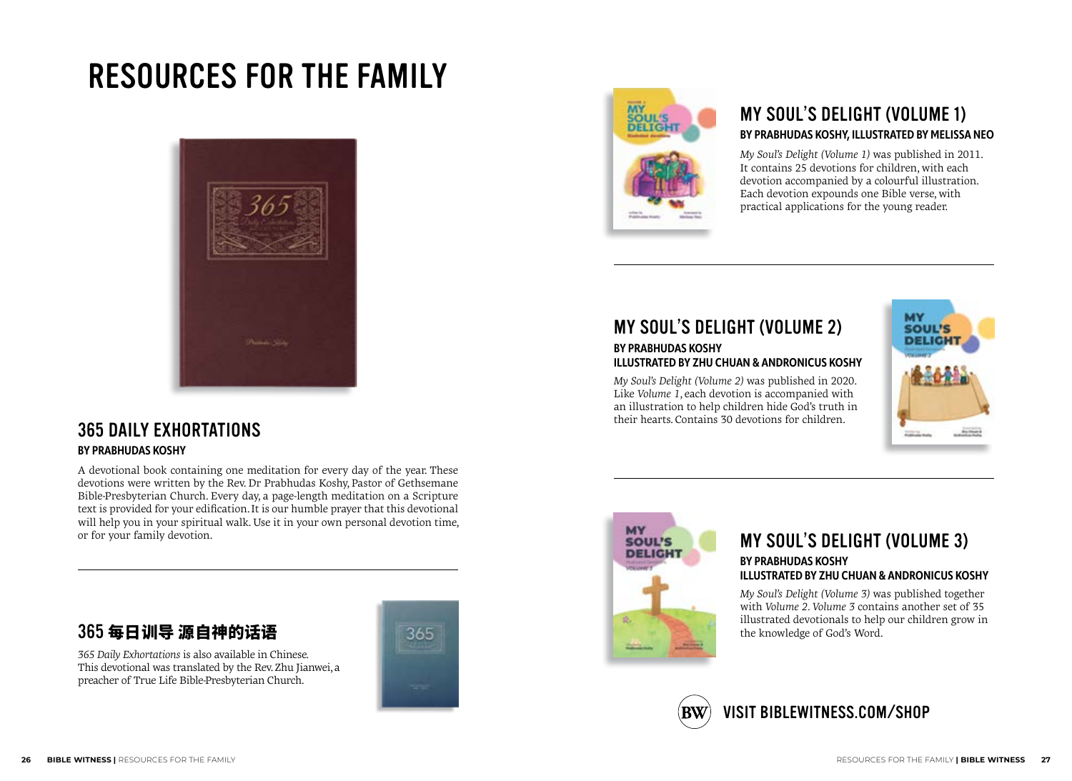# RESOURCES FOR THE FAMILY

## 365 DAILY EXHORTATIONS

**BY PRABHUDAS KOSHY**

A devotional book containing one meditation for every day of the year. These devotions were written by the Rev. Dr Prabhudas Koshy, Pastor of Gethsemane Bible-Presbyterian Church. Every day, a page-length meditation on a Scripture text is provided for your edification. It is our humble prayer that this devotional will help you in your spiritual walk. Use it in your own personal devotion time, or for your family devotion.

## 365 每日训导 源自神的话语

*365 Daily Exhortations* is also available in Chinese. This devotional was translated by the Rev. Zhu Jianwei, a preacher of True Life Bible-Presbyterian Church.

## MY SOUL'S DELIGHT (VOLUME 1)

**BY PRABHUDAS KOSHY, ILLUSTRATED BY MELISSA NEO**

*My Soul's Delight (Volume 1)* was published in 2011. It contains 25 devotions for children, with each devotion accompanied by a colourful illustration. Each devotion expounds one Bible verse, with practical applications for the young reader.

## MY SOUL'S DELIGHT (VOLUME 2)

**BY PRABHUDAS KOSHY**
**ILLUSTRATED BY ZHU CHUAN & ANDRONICUS KOSHY**

*My Soul's Delight (Volume 2)* was published in 2020. Like *Volume 1*, each devotion is accompanied with an illustration to help children hide God's truth in their hearts. Contains 30 devotions for children.

## MY SOUL'S DELIGHT (VOLUME 3)

**BY PRABHUDAS KOSHY**
**ILLUSTRATED BY ZHU CHUAN & ANDRONICUS KOSHY**

*My Soul's Delight (Volume 3)* was published together with *Volume 2*. *Volume 3* contains another set of 35 illustrated devotionals to help our children grow in the knowledge of God's Word.

**VISIT BIBLEWITNESS.COM/SHOP**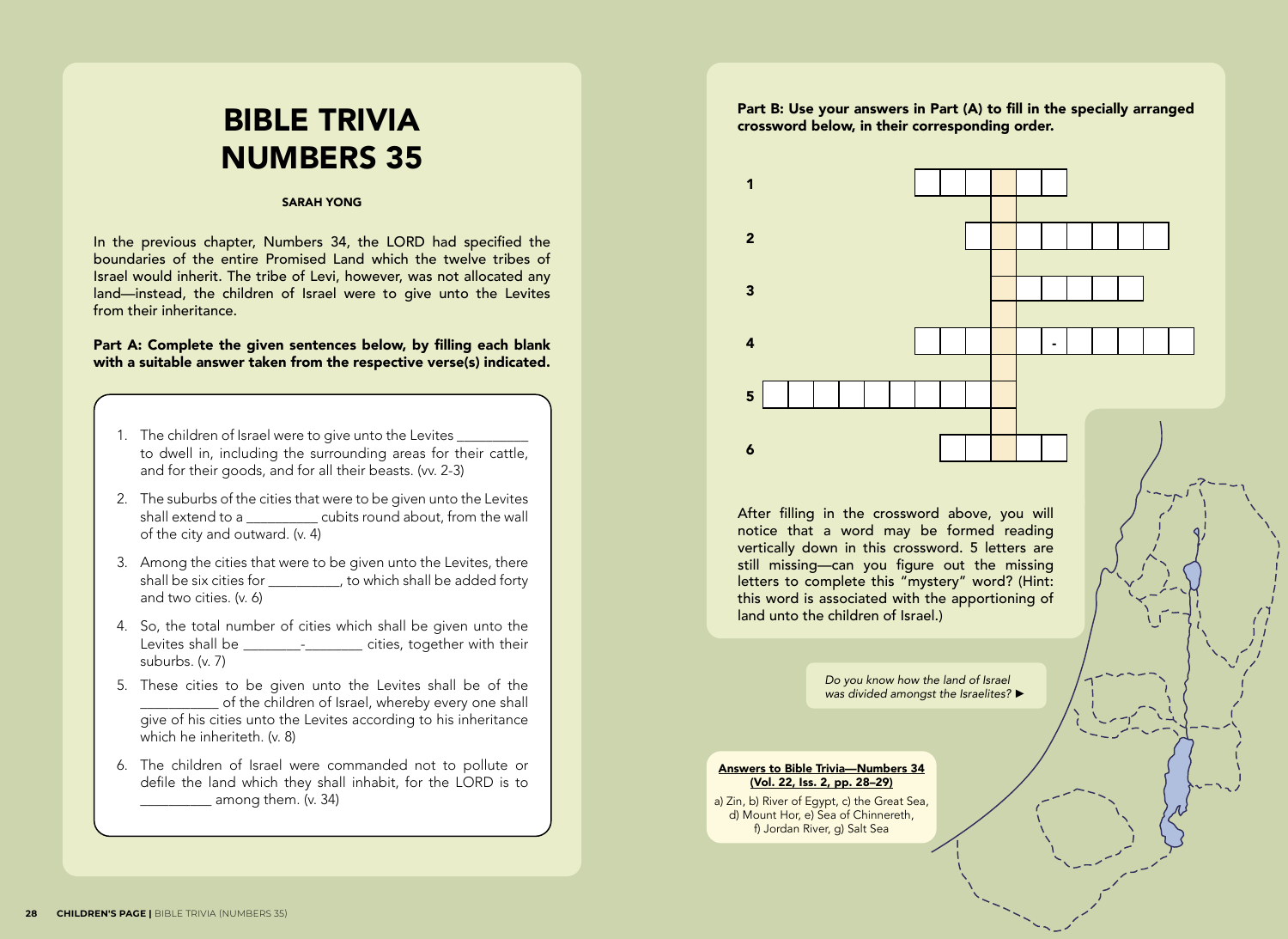# BIBLE TRIVIA NUMBERS 35

**SARAH YONG**

In the previous chapter, Numbers 34, the LORD had specified the boundaries of the entire Promised Land which the twelve tribes of Israel would inherit. The tribe of Levi, however, was not allocated any land—instead, the children of Israel were to give unto the Levites from their inheritance.

**Part A: Complete the given sentences below, by filling each blank with a suitable answer taken from the respective verse(s) indicated.**

1. The children of Israel were to give unto the Levites __________ to dwell in, including the surrounding areas for their cattle, and for their goods, and for all their beasts. (vv. 2-3)
2. The suburbs of the cities that were to be given unto the Levites shall extend to a __________ cubits round about, from the wall of the city and outward. (v. 4)
3. Among the cities that were to be given unto the Levites, there shall be six cities for __________, to which shall be added forty and two cities. (v. 6)
4. So, the total number of cities which shall be given unto the Levites shall be ________-________ cities, together with their suburbs. (v. 7)
5. These cities to be given unto the Levites shall be of the __________ of the children of Israel, whereby every one shall give of his cities unto the Levites according to his inheritance which he inheriteth. (v. 8)
6. The children of Israel were commanded not to pollute or defile the land which they shall inhabit, for the LORD is to __________ among them. (v. 34)

**Part B: Use your answers in Part (A) to fill in the specially arranged crossword below, in their corresponding order.**

1 □□□■□□
2 □■□□□□□□
3 ■□□□□□
4 □□□■□-□□□□□
5 □□□□□□□□□■
6 □□■□□

After filling in the crossword above, you will notice that a word may be formed reading vertically down in this crossword. 5 letters are still missing—can you figure out the missing letters to complete this "mystery" word? (Hint: this word is associated with the apportioning of land unto the children of Israel.)

*Do you know how the land of Israel was divided amongst the Israelites?* ▶

**Answers to Bible Trivia—Numbers 34 (Vol. 22, Iss. 2, pp. 28–29)**

a) Zin, b) River of Egypt, c) the Great Sea, d) Mount Hor, e) Sea of Chinnereth, f) Jordan River, g) Salt Sea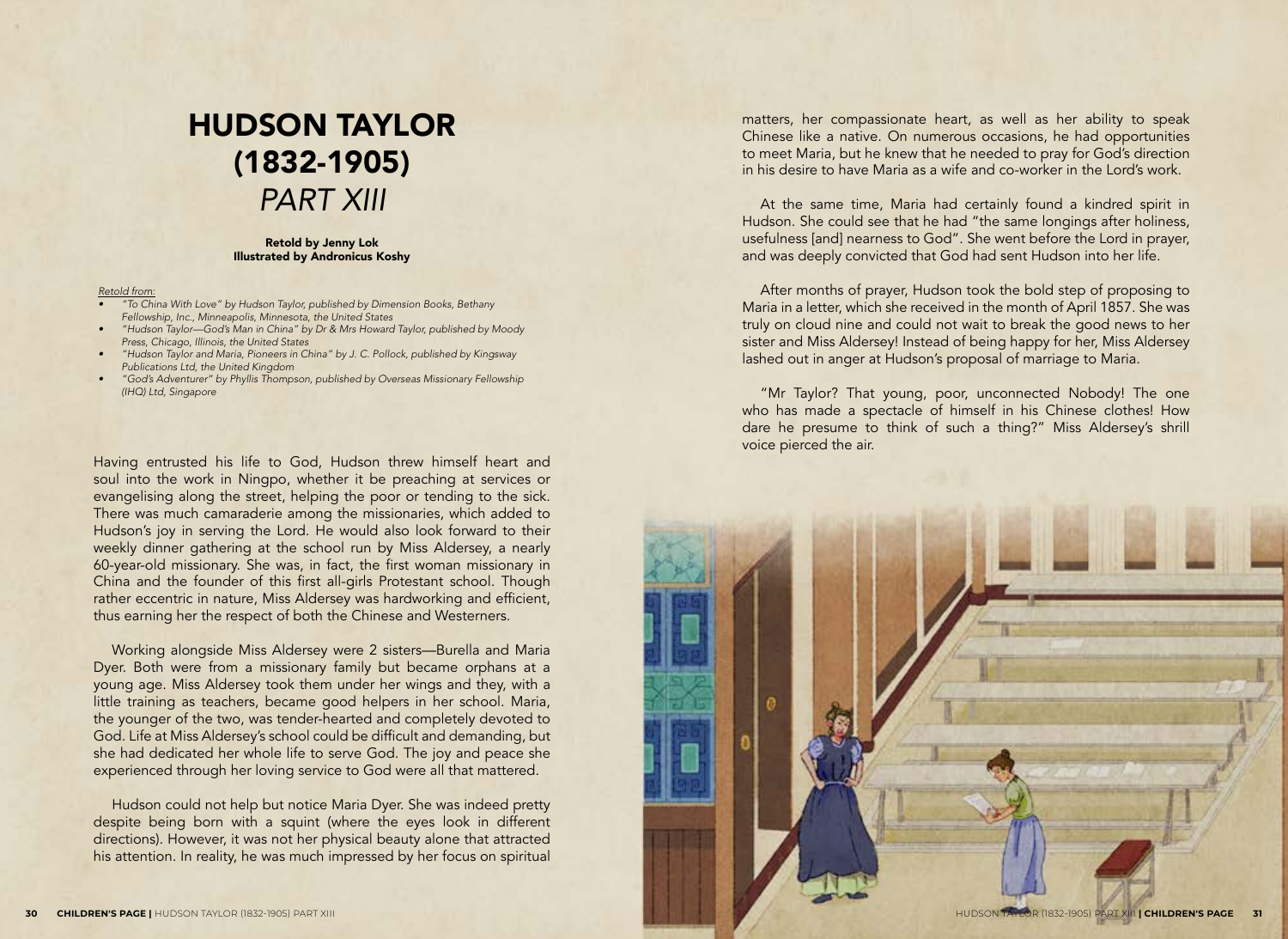# HUDSON TAYLOR (1832-1905) *PART XIII*

**Retold by Jenny Lok**
**Illustrated by Andronicus Koshy**

*Retold from:*

- *"To China With Love" by Hudson Taylor, published by Dimension Books, Bethany Fellowship, Inc., Minneapolis, Minnesota, the United States*
- *"Hudson Taylor—God's Man in China" by Dr & Mrs Howard Taylor, published by Moody Press, Chicago, Illinois, the United States*
- *"Hudson Taylor and Maria, Pioneers in China" by J. C. Pollock, published by Kingsway Publications Ltd, the United Kingdom*
- *"God's Adventurer" by Phyllis Thompson, published by Overseas Missionary Fellowship (IHQ) Ltd, Singapore*

Having entrusted his life to God, Hudson threw himself heart and soul into the work in Ningpo, whether it be preaching at services or evangelising along the street, helping the poor or tending to the sick. There was much camaraderie among the missionaries, which added to Hudson's joy in serving the Lord. He would also look forward to their weekly dinner gathering at the school run by Miss Aldersey, a nearly 60-year-old missionary. She was, in fact, the first woman missionary in China and the founder of this first all-girls Protestant school. Though rather eccentric in nature, Miss Aldersey was hardworking and efficient, thus earning her the respect of both the Chinese and Westerners.

Working alongside Miss Aldersey were 2 sisters—Burella and Maria Dyer. Both were from a missionary family but became orphans at a young age. Miss Aldersey took them under her wings and they, with a little training as teachers, became good helpers in her school. Maria, the younger of the two, was tender-hearted and completely devoted to God. Life at Miss Aldersey's school could be difficult and demanding, but she had dedicated her whole life to serve God. The joy and peace she experienced through her loving service to God were all that mattered.

Hudson could not help but notice Maria Dyer. She was indeed pretty despite being born with a squint (where the eyes look in different directions). However, it was not her physical beauty alone that attracted his attention. In reality, he was much impressed by her focus on spiritual matters, her compassionate heart, as well as her ability to speak Chinese like a native. On numerous occasions, he had opportunities to meet Maria, but he knew that he needed to pray for God's direction in his desire to have Maria as a wife and co-worker in the Lord's work.

At the same time, Maria had certainly found a kindred spirit in Hudson. She could see that he had "the same longings after holiness, usefulness [and] nearness to God". She went before the Lord in prayer, and was deeply convicted that God had sent Hudson into her life.

After months of prayer, Hudson took the bold step of proposing to Maria in a letter, which she received in the month of April 1857. She was truly on cloud nine and could not wait to break the good news to her sister and Miss Aldersey! Instead of being happy for her, Miss Aldersey lashed out in anger at Hudson's proposal of marriage to Maria.

"Mr Taylor? That young, poor, unconnected Nobody! The one who has made a spectacle of himself in his Chinese clothes! How dare he presume to think of such a thing?" Miss Aldersey's shrill voice pierced the air.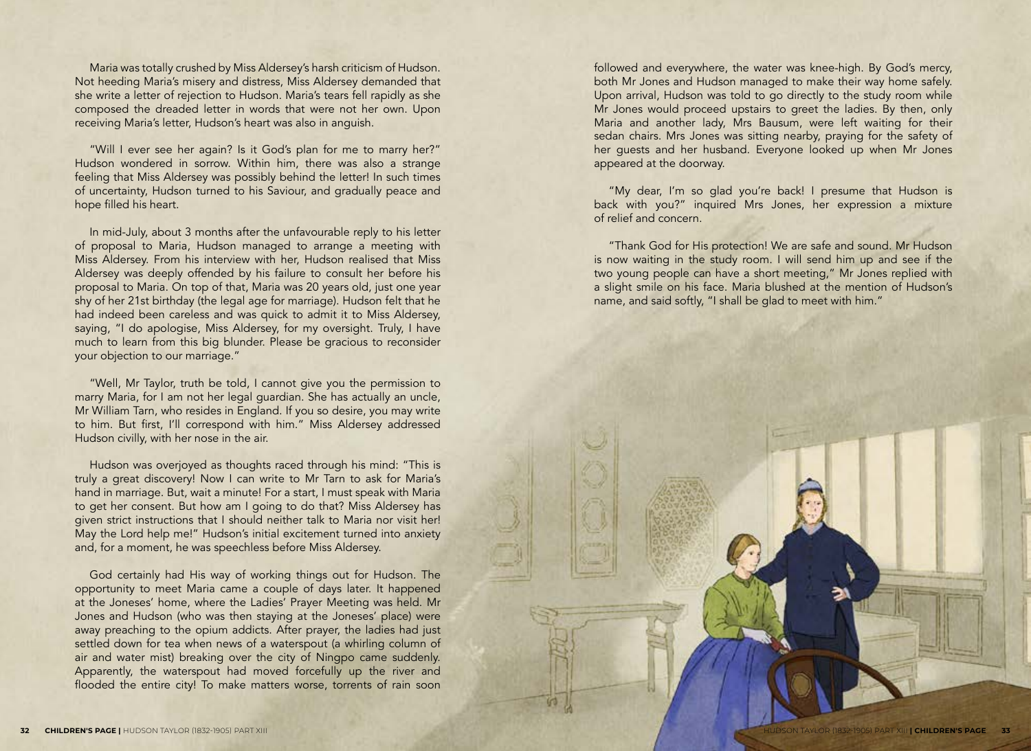Maria was totally crushed by Miss Aldersey's harsh criticism of Hudson. Not heeding Maria's misery and distress, Miss Aldersey demanded that she write a letter of rejection to Hudson. Maria's tears fell rapidly as she composed the dreaded letter in words that were not her own. Upon receiving Maria's letter, Hudson's heart was also in anguish.

"Will I ever see her again? Is it God's plan for me to marry her?" Hudson wondered in sorrow. Within him, there was also a strange feeling that Miss Aldersey was possibly behind the letter! In such times of uncertainty, Hudson turned to his Saviour, and gradually peace and hope filled his heart.

In mid-July, about 3 months after the unfavourable reply to his letter of proposal to Maria, Hudson managed to arrange a meeting with Miss Aldersey. From his interview with her, Hudson realised that Miss Aldersey was deeply offended by his failure to consult her before his proposal to Maria. On top of that, Maria was 20 years old, just one year shy of her 21st birthday (the legal age for marriage). Hudson felt that he had indeed been careless and was quick to admit it to Miss Aldersey, saying, "I do apologise, Miss Aldersey, for my oversight. Truly, I have much to learn from this big blunder. Please be gracious to reconsider your objection to our marriage."

"Well, Mr Taylor, truth be told, I cannot give you the permission to marry Maria, for I am not her legal guardian. She has actually an uncle, Mr William Tarn, who resides in England. If you so desire, you may write to him. But first, I'll correspond with him." Miss Aldersey addressed Hudson civilly, with her nose in the air.

Hudson was overjoyed as thoughts raced through his mind: "This is truly a great discovery! Now I can write to Mr Tarn to ask for Maria's hand in marriage. But, wait a minute! For a start, I must speak with Maria to get her consent. But how am I going to do that? Miss Aldersey has given strict instructions that I should neither talk to Maria nor visit her! May the Lord help me!" Hudson's initial excitement turned into anxiety and, for a moment, he was speechless before Miss Aldersey.

God certainly had His way of working things out for Hudson. The opportunity to meet Maria came a couple of days later. It happened at the Joneses' home, where the Ladies' Prayer Meeting was held. Mr Jones and Hudson (who was then staying at the Joneses' place) were away preaching to the opium addicts. After prayer, the ladies had just settled down for tea when news of a waterspout (a whirling column of air and water mist) breaking over the city of Ningpo came suddenly. Apparently, the waterspout had moved forcefully up the river and flooded the entire city! To make matters worse, torrents of rain soon followed and everywhere, the water was knee-high. By God's mercy, both Mr Jones and Hudson managed to make their way home safely. Upon arrival, Hudson was told to go directly to the study room while Mr Jones would proceed upstairs to greet the ladies. By then, only Maria and another lady, Mrs Bausum, were left waiting for their sedan chairs. Mrs Jones was sitting nearby, praying for the safety of her guests and her husband. Everyone looked up when Mr Jones appeared at the doorway.

"My dear, I'm so glad you're back! I presume that Hudson is back with you?" inquired Mrs Jones, her expression a mixture of relief and concern.

"Thank God for His protection! We are safe and sound. Mr Hudson is now waiting in the study room. I will send him up and see if the two young people can have a short meeting," Mr Jones replied with a slight smile on his face. Maria blushed at the mention of Hudson's name, and said softly, "I shall be glad to meet with him."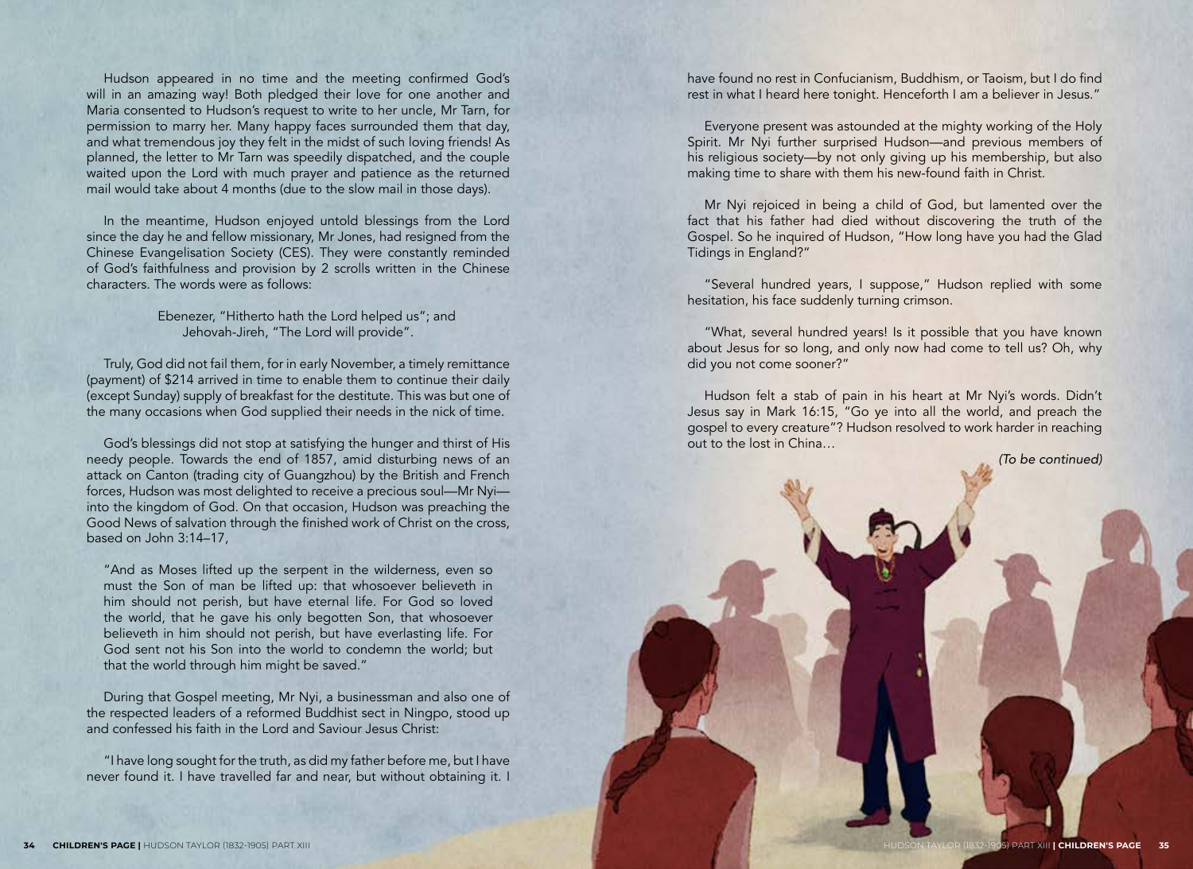Hudson appeared in no time and the meeting confirmed God's will in an amazing way! Both pledged their love for one another and Maria consented to Hudson's request to write to her uncle, Mr Tarn, for permission to marry her. Many happy faces surrounded them that day, and what tremendous joy they felt in the midst of such loving friends! As planned, the letter to Mr Tarn was speedily dispatched, and the couple waited upon the Lord with much prayer and patience as the returned mail would take about 4 months (due to the slow mail in those days).

In the meantime, Hudson enjoyed untold blessings from the Lord since the day he and fellow missionary, Mr Jones, had resigned from the Chinese Evangelisation Society (CES). They were constantly reminded of God's faithfulness and provision by 2 scrolls written in the Chinese characters. The words were as follows:

> Ebenezer, "Hitherto hath the Lord helped us"; and
> Jehovah-Jireh, "The Lord will provide".

Truly, God did not fail them, for in early November, a timely remittance (payment) of $214 arrived in time to enable them to continue their daily (except Sunday) supply of breakfast for the destitute. This was but one of the many occasions when God supplied their needs in the nick of time.

God's blessings did not stop at satisfying the hunger and thirst of His needy people. Towards the end of 1857, amid disturbing news of an attack on Canton (trading city of Guangzhou) by the British and French forces, Hudson was most delighted to receive a precious soul—Mr Nyi—into the kingdom of God. On that occasion, Hudson was preaching the Good News of salvation through the finished work of Christ on the cross, based on John 3:14–17,

> "And as Moses lifted up the serpent in the wilderness, even so must the Son of man be lifted up: that whosoever believeth in him should not perish, but have eternal life. For God so loved the world, that he gave his only begotten Son, that whosoever believeth in him should not perish, but have everlasting life. For God sent not his Son into the world to condemn the world; but that the world through him might be saved."

During that Gospel meeting, Mr Nyi, a businessman and also one of the respected leaders of a reformed Buddhist sect in Ningpo, stood up and confessed his faith in the Lord and Saviour Jesus Christ:

"I have long sought for the truth, as did my father before me, but I have never found it. I have travelled far and near, but without obtaining it. I have found no rest in Confucianism, Buddhism, or Taoism, but I do find rest in what I heard here tonight. Henceforth I am a believer in Jesus."

Everyone present was astounded at the mighty working of the Holy Spirit. Mr Nyi further surprised Hudson—and previous members of his religious society—by not only giving up his membership, but also making time to share with them his new-found faith in Christ.

Mr Nyi rejoiced in being a child of God, but lamented over the fact that his father had died without discovering the truth of the Gospel. So he inquired of Hudson, "How long have you had the Glad Tidings in England?"

"Several hundred years, I suppose," Hudson replied with some hesitation, his face suddenly turning crimson.

"What, several hundred years! Is it possible that you have known about Jesus for so long, and only now had come to tell us? Oh, why did you not come sooner?"

Hudson felt a stab of pain in his heart at Mr Nyi's words. Didn't Jesus say in Mark 16:15, "Go ye into all the world, and preach the gospel to every creature"? Hudson resolved to work harder in reaching out to the lost in China…

*(To be continued)*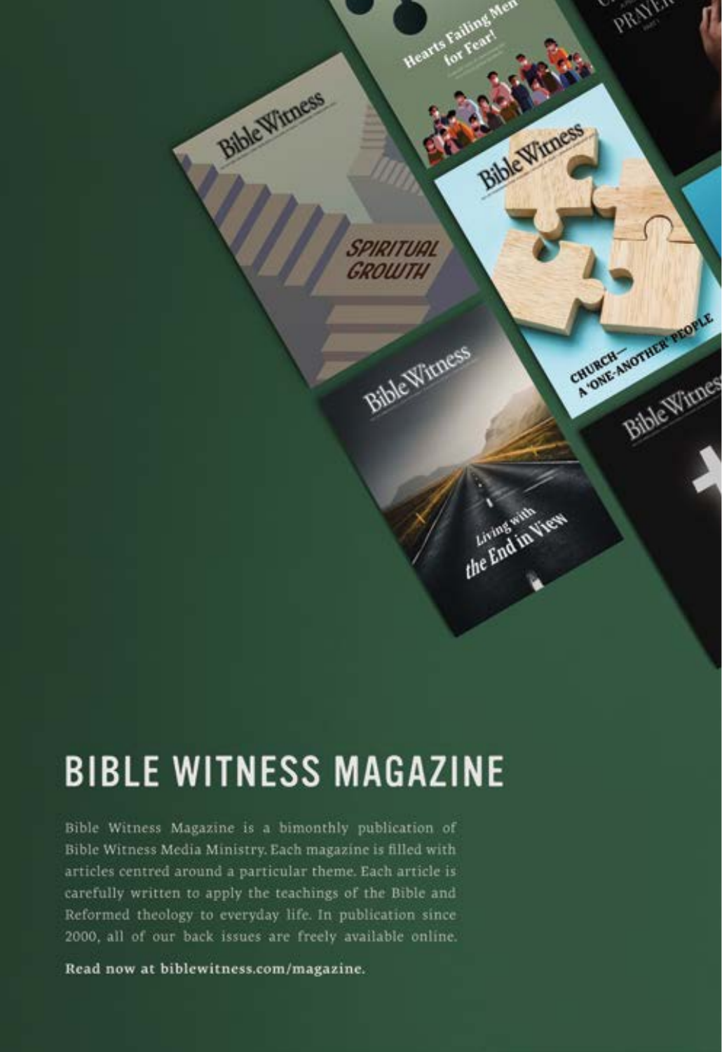# BIBLE WITNESS MAGAZINE

Bible Witness Magazine is a bimonthly publication of Bible Witness Media Ministry. Each magazine is filled with articles centred around a particular theme. Each article is carefully written to apply the teachings of the Bible and Reformed theology to everyday life. In publication since 2000, all of our back issues are freely available online.

**Read now at biblewitness.com/magazine.**